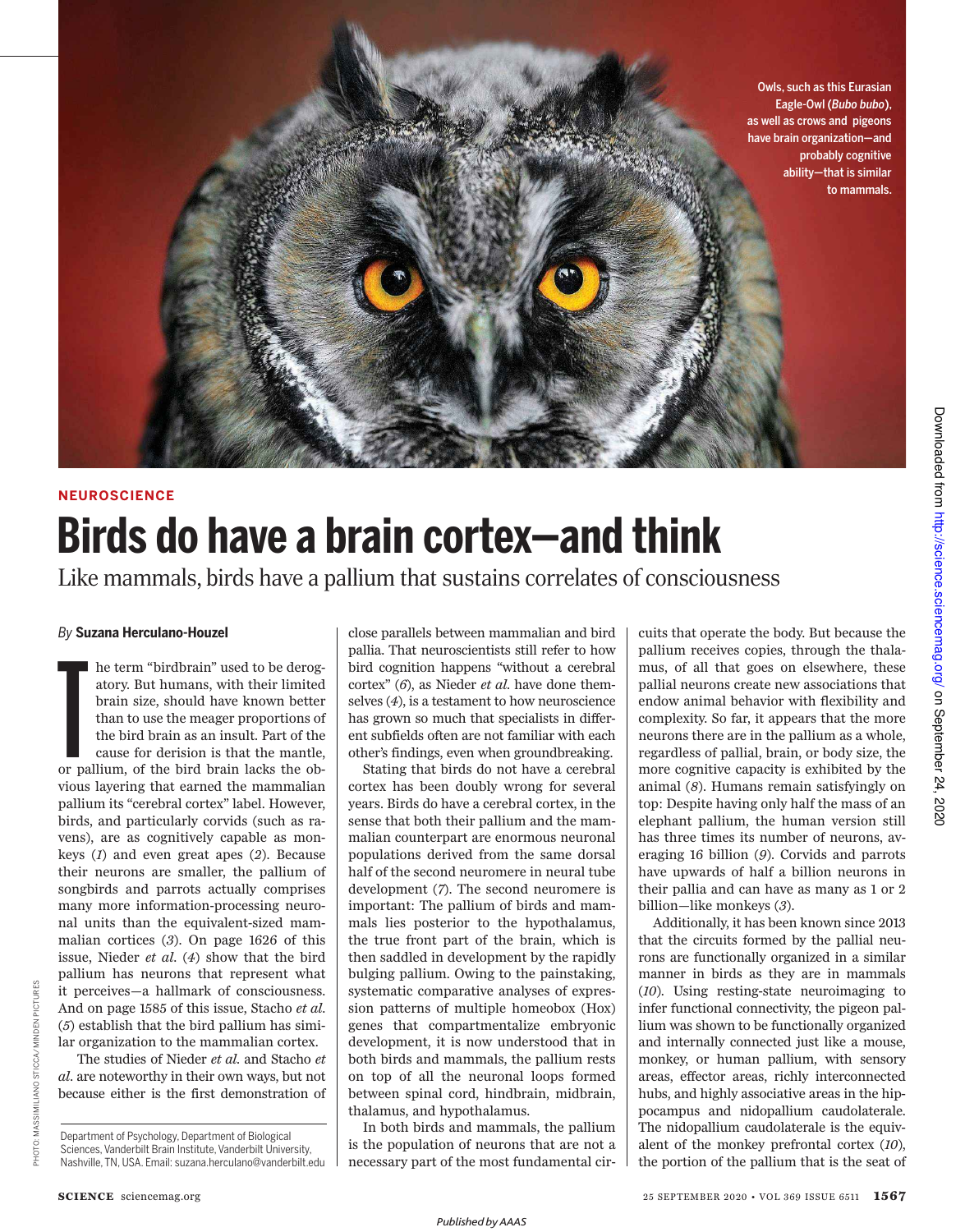Owls, such as this Eurasian Eagle-Owl (*Bubo bubo*), as well as crows and pigeons have brain organization—and probably cognitive ability—that is similar to mammals.

NEUROSCIENCE

# Birds do have a brain cortex—and think

## Like mammals, birds have a pallium that sustains correlates of consciousness

*By* **Suzana Herculano-Houzel**

The term "birdbrain" used to be derogatory. But humans, with their limited brain size, should have known better than to use the meager proportions of the bird brain as an insult. Part of the cause for derision is that the mantle, or pallium, of the bird brain lacks the obvious layering that earned the mammalian pallium its "cerebral cortex" label. However, birds, and particularly corvids (such as ravens), are as cognitively capable as monkeys (*1*) and even great apes (*2*). Because their neurons are smaller, the pallium of songbirds and parrots actually comprises many more information-processing neuronal units than the equivalent-sized mammalian cortices (*3*). On page 1626 of this issue, Nieder *et al.* (*4*) show that the bird pallium has neurons that represent what it perceives—a hallmark of consciousness. And on page 1585 of this issue, Stacho *et al.* (*5*) establish that the bird pallium has similar organization to the mammalian cortex.

The studies of Nieder *et al.* and Stacho *et al.* are noteworthy in their own ways, but not because either is the first demonstration of close parallels between mammalian and bird pallia. That neuroscientists still refer to how bird cognition happens "without a cerebral cortex" (*6*), as Nieder *et al.* have done themselves (*4*), is a testament to how neuroscience has grown so much that specialists in different subfields often are not familiar with each other's findings, even when groundbreaking.

Stating that birds do not have a cerebral cortex has been doubly wrong for several years. Birds do have a cerebral cortex, in the sense that both their pallium and the mammalian counterpart are enormous neuronal populations derived from the same dorsal half of the second neuromere in neural tube development (*7*). The second neuromere is important: The pallium of birds and mammals lies posterior to the hypothalamus, the true front part of the brain, which is then saddled in development by the rapidly bulging pallium. Owing to the painstaking, systematic comparative analyses of expression patterns of multiple homeobox (Hox) genes that compartmentalize embryonic development, it is now understood that in both birds and mammals, the pallium rests on top of all the neuronal loops formed between spinal cord, hindbrain, midbrain, thalamus, and hypothalamus.

In both birds and mammals, the pallium is the population of neurons that are not a necessary part of the most fundamental circuits that operate the body. But because the pallium receives copies, through the thalamus, of all that goes on elsewhere, these pallial neurons create new associations that endow animal behavior with flexibility and complexity. So far, it appears that the more neurons there are in the pallium as a whole, regardless of pallial, brain, or body size, the more cognitive capacity is exhibited by the animal (*8*). Humans remain satisfyingly on top: Despite having only half the mass of an elephant pallium, the human version still has three times its number of neurons, averaging 16 billion (*9*). Corvids and parrots have upwards of half a billion neurons in their pallia and can have as many as 1 or 2 billion—like monkeys (*3*).

Additionally, it has been known since 2013 that the circuits formed by the pallial neurons are functionally organized in a similar manner in birds as they are in mammals (*10*). Using resting-state neuroimaging to infer functional connectivity, the pigeon pallium was shown to be functionally organized and internally connected just like a mouse, monkey, or human pallium, with sensory areas, effector areas, richly interconnected hubs, and highly associative areas in the hippocampus and nidopallium caudolaterale. The nidopallium caudolaterale is the equivalent of the monkey prefrontal cortex (*10*), the portion of the pallium that is the seat of

Department of Psychology, Department of Biological Sciences, Vanderbilt Brain Institute, Vanderbilt University, Nashville, TN, USA. Email: suzana.herculano@vanderbilt.edu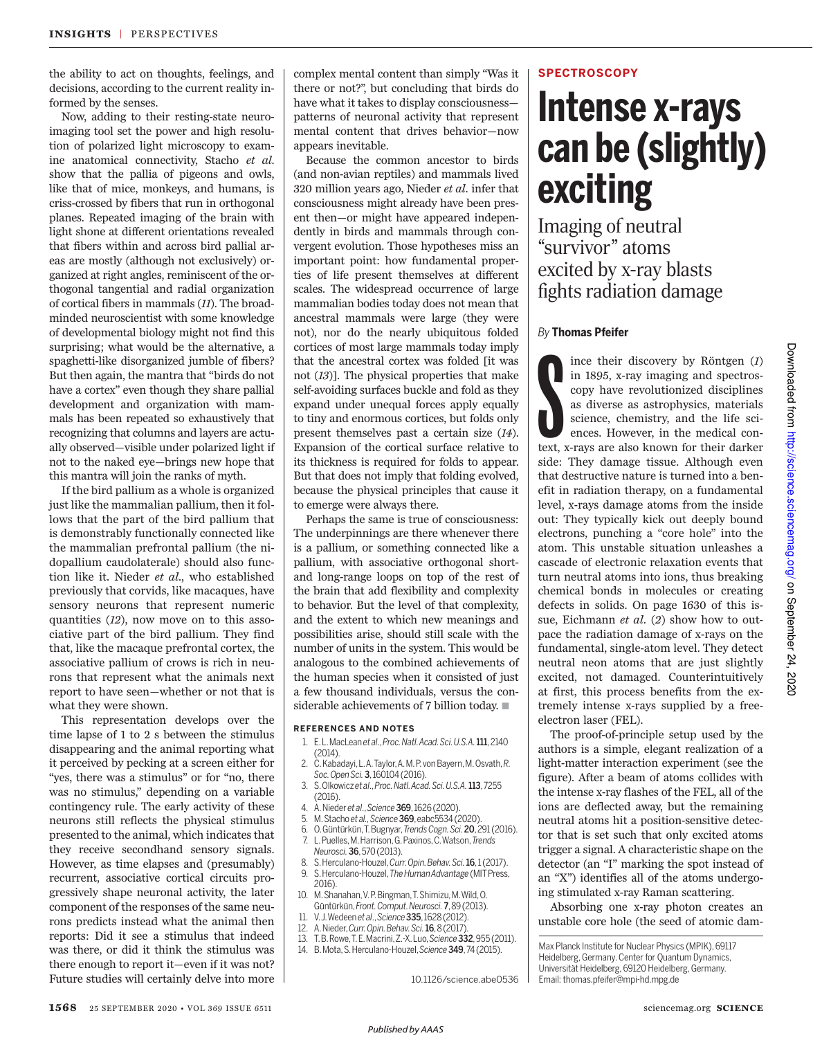the ability to act on thoughts, feelings, and decisions, according to the current reality informed by the senses.

Now, adding to their resting-state neuroimaging tool set the power and high resolution of polarized light microscopy to examine anatomical connectivity, Stacho *et al.* show that the pallia of pigeons and owls, like that of mice, monkeys, and humans, is criss-crossed by fibers that run in orthogonal planes. Repeated imaging of the brain with light shone at different orientations revealed that fibers within and across bird pallial areas are mostly (although not exclusively) organized at right angles, reminiscent of the orthogonal tangential and radial organization of cortical fibers in mammals (*11*). The broad-minded neuroscientist with some knowledge of developmental biology might not find this surprising; what would be the alternative, a spaghetti-like disorganized jumble of fibers? But then again, the mantra that "birds do not have a cortex" even though they share pallial development and organization with mammals has been repeated so exhaustively that recognizing that columns and layers are actually observed—visible under polarized light if not to the naked eye—brings new hope that this mantra will join the ranks of myth.

If the bird pallium as a whole is organized just like the mammalian pallium, then it follows that the part of the bird pallium that is demonstrably functionally connected like the mammalian prefrontal pallium (the nidopallium caudolaterale) should also function like it. Nieder *et al.*, who established previously that corvids, like macaques, have sensory neurons that represent numeric quantities (*12*), now move on to this associative part of the bird pallium. They find that, like the macaque prefrontal cortex, the associative pallium of crows is rich in neurons that represent what the animals next report to have seen—whether or not that is what they were shown.

This representation develops over the time lapse of 1 to 2 s between the stimulus disappearing and the animal reporting what it perceived by pecking at a screen either for "yes, there was a stimulus" or for "no, there was no stimulus," depending on a variable contingency rule. The early activity of these neurons still reflects the physical stimulus presented to the animal, which indicates that they receive secondhand sensory signals. However, as time elapses and (presumably) recurrent, associative cortical circuits progressively shape neuronal activity, the later component of the responses of the same neurons predicts instead what the animal then reports: Did it see a stimulus that indeed was there, or did it think the stimulus was there enough to report it—even if it was not? Future studies will certainly delve into more complex mental content than simply "Was it there or not?", but concluding that birds do have what it takes to display consciousness—patterns of neuronal activity that represent mental content that drives behavior—now appears inevitable.

Because the common ancestor to birds (and non-avian reptiles) and mammals lived 320 million years ago, Nieder *et al.* infer that consciousness might already have been present then—or might have appeared independently in birds and mammals through convergent evolution. Those hypotheses miss an important point: how fundamental properties of life present themselves at different scales. The widespread occurrence of large mammalian bodies today does not mean that ancestral mammals were large (they were not), nor do the nearly ubiquitous folded cortices of most large mammals today imply that the ancestral cortex was folded [it was not (*13*)]. The physical properties that make self-avoiding surfaces buckle and fold as they expand under unequal forces apply equally to tiny and enormous cortices, but folds only present themselves past a certain size (*14*). Expansion of the cortical surface relative to its thickness is required for folds to appear. But that does not imply that folding evolved, because the physical principles that cause it to emerge were always there.

Perhaps the same is true of consciousness: The underpinnings are there whenever there is a pallium, or something connected like a pallium, with associative orthogonal short- and long-range loops on top of the rest of the brain that add flexibility and complexity to behavior. But the level of that complexity, and the extent to which new meanings and possibilities arise, should still scale with the number of units in the system. This would be analogous to the combined achievements of the human species when it consisted of just a few thousand individuals, versus the considerable achievements of 7 billion today. ■

#### REFERENCES AND NOTES

1. E. L. MacLean *et al.*, *Proc. Natl. Acad. Sci. U.S.A.* **111**, 2140 (2014).
2. C. Kabadayi, L. A. Taylor, A. M. P. von Bayern, M. Osvath, *R. Soc. Open Sci.* **3**, 160104 (2016).
3. S. Olkowicz *et al.*, *Proc. Natl. Acad. Sci. U.S.A.* **113**, 7255 (2016).
4. A. Nieder *et al.*, *Science* **369**, 1626 (2020).
5. M. Stacho *et al.*, *Science* **369**, eabc5534 (2020).
6. O. Güntürkün, T. Bugnyar, *Trends Cogn. Sci.* **20**, 291 (2016).
7. L. Puelles, M. Harrison, G. Paxinos, C. Watson, *Trends Neurosci.* **36**, 570 (2013).
8. S. Herculano-Houzel, *Curr. Opin. Behav. Sci.* **16**, 1 (2017).
9. S. Herculano-Houzel, *The Human Advantage* (MIT Press, 2016).
10. M. Shanahan, V. P. Bingman, T. Shimizu, M. Wild, O. Güntürkün, *Front. Comput. Neurosci.* **7**, 89 (2013).
11. V. J. Wedeen *et al.*, *Science* **335**, 1628 (2012).
12. A. Nieder, *Curr. Opin. Behav. Sci.* **16**, 8 (2017).
13. T. B. Rowe, T. E. Macrini, Z.-X. Luo, *Science* **332**, 955 (2011).
14. B. Mota, S. Herculano-Houzel, *Science* **349**, 74 (2015).

10.1126/science.abe0536

SPECTROSCOPY

# Intense x-rays can be (slightly) exciting

## Imaging of neutral "survivor" atoms excited by x-ray blasts fights radiation damage

*By* **Thomas Pfeifer**

Since their discovery by Röntgen (*1*) in 1895, x-ray imaging and spectroscopy have revolutionized disciplines as diverse as astrophysics, materials science, chemistry, and the life sciences. However, in the medical context, x-rays are also known for their darker side: They damage tissue. Although even that destructive nature is turned into a benefit in radiation therapy, on a fundamental level, x-rays damage atoms from the inside out: They typically kick out deeply bound electrons, punching a "core hole" into the atom. This unstable situation unleashes a cascade of electronic relaxation events that turn neutral atoms into ions, thus breaking chemical bonds in molecules or creating defects in solids. On page 1630 of this issue, Eichmann *et al.* (*2*) show how to outpace the radiation damage of x-rays on the fundamental, single-atom level. They detect neutral neon atoms that are just slightly excited, not damaged. Counterintuitively at first, this process benefits from the extremely intense x-rays supplied by a free-electron laser (FEL).

The proof-of-principle setup used by the authors is a simple, elegant realization of a light-matter interaction experiment (see the figure). After a beam of atoms collides with the intense x-ray flashes of the FEL, all of the ions are deflected away, but the remaining neutral atoms hit a position-sensitive detector that is set such that only excited atoms trigger a signal. A characteristic shape on the detector (an "I" marking the spot instead of an "X") identifies all of the atoms undergoing stimulated x-ray Raman scattering.

Absorbing one x-ray photon creates an unstable core hole (the seed of atomic dam-

Max Planck Institute for Nuclear Physics (MPIK), 69117 Heidelberg, Germany. Center for Quantum Dynamics, Universität Heidelberg, 69120 Heidelberg, Germany. Email: thomas.pfeifer@mpi-hd.mpg.de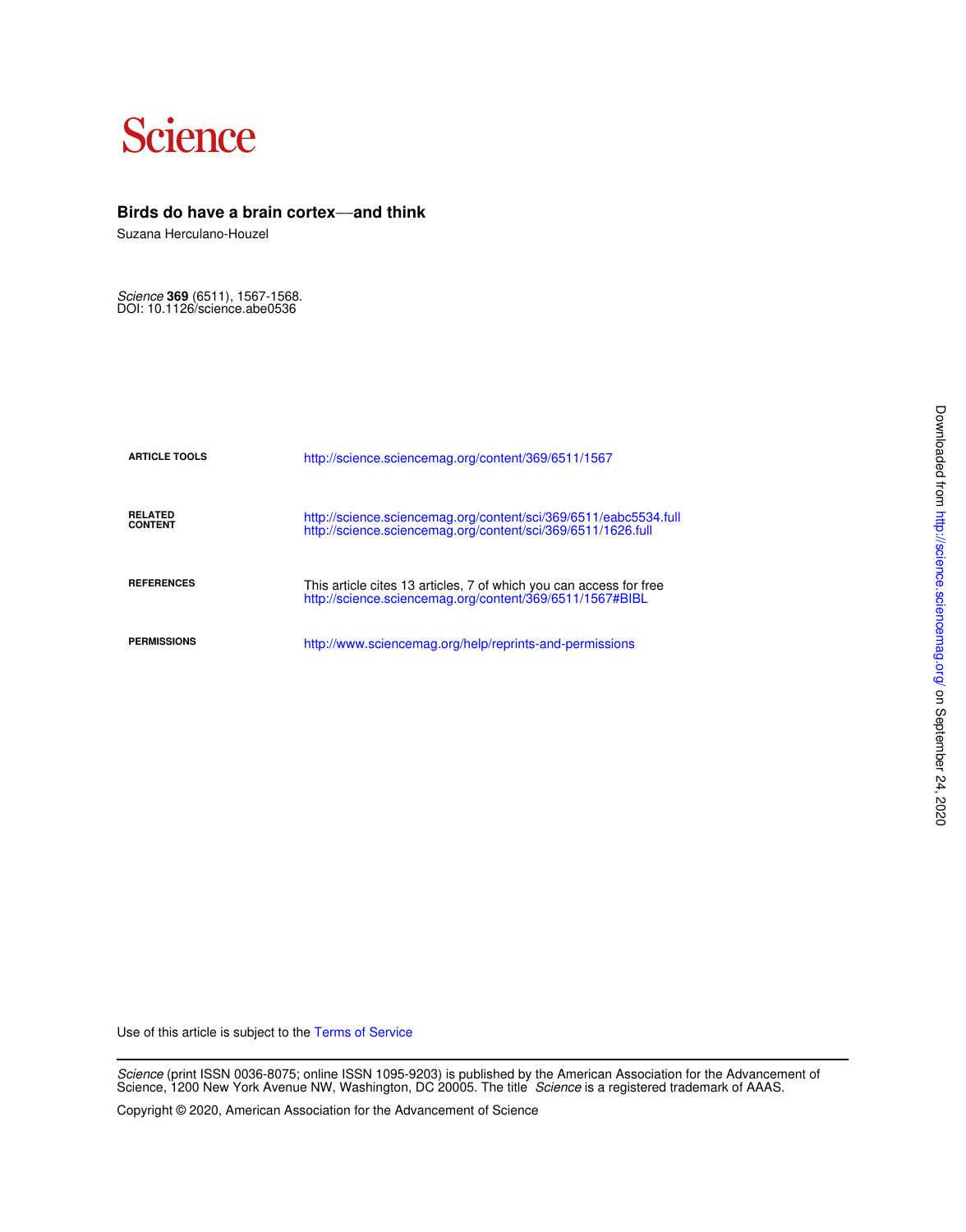Science

**Birds do have a brain cortex—and think**

Suzana Herculano-Houzel

*Science* **369** (6511), 1567-1568.
DOI: 10.1126/science.abe0536

| | |
|---|---|
| **ARTICLE TOOLS** | http://science.sciencemag.org/content/369/6511/1567 |
| **RELATED CONTENT** | http://science.sciencemag.org/content/sci/369/6511/eabc5534.full http://science.sciencemag.org/content/sci/369/6511/1626.full |
| **REFERENCES** | This article cites 13 articles, 7 of which you can access for free http://science.sciencemag.org/content/369/6511/1567#BIBL |
| **PERMISSIONS** | http://www.sciencemag.org/help/reprints-and-permissions |

Use of this article is subject to the Terms of Service

*Science* (print ISSN 0036-8075; online ISSN 1095-9203) is published by the American Association for the Advancement of Science, 1200 New York Avenue NW, Washington, DC 20005. The title *Science* is a registered trademark of AAAS.

Copyright © 2020, American Association for the Advancement of Science

Downloaded from http://science.sciencemag.org/ on September 24, 2020